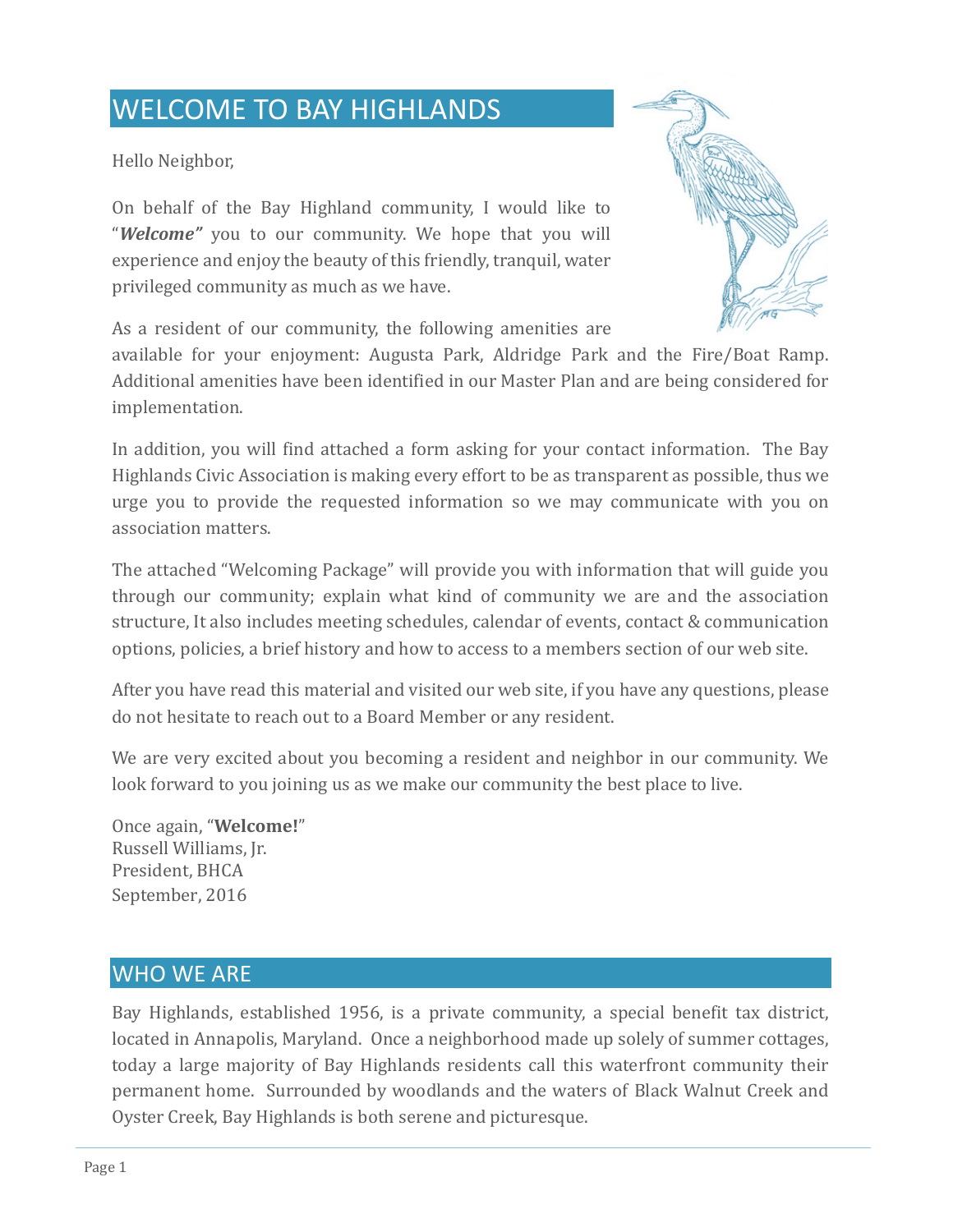# WELCOME TO BAY HIGHLANDS

Hello Neighbor,

On behalf of the Bay Highland community, I would like to "***Welcome"*** you to our community. We hope that you will experience and enjoy the beauty of this friendly, tranquil, water privileged community as much as we have.

As a resident of our community, the following amenities are available for your enjoyment: Augusta Park, Aldridge Park and the Fire/Boat Ramp. Additional amenities have been identified in our Master Plan and are being considered for implementation.

In addition, you will find attached a form asking for your contact information. The Bay Highlands Civic Association is making every effort to be as transparent as possible, thus we urge you to provide the requested information so we may communicate with you on association matters.

The attached "Welcoming Package" will provide you with information that will guide you through our community; explain what kind of community we are and the association structure, It also includes meeting schedules, calendar of events, contact & communication options, policies, a brief history and how to access to a members section of our web site.

After you have read this material and visited our web site, if you have any questions, please do not hesitate to reach out to a Board Member or any resident.

We are very excited about you becoming a resident and neighbor in our community. We look forward to you joining us as we make our community the best place to live.

Once again, "**Welcome!**"
Russell Williams, Jr.
President, BHCA
September, 2016

# WHO WE ARE

Bay Highlands, established 1956, is a private community, a special benefit tax district, located in Annapolis, Maryland. Once a neighborhood made up solely of summer cottages, today a large majority of Bay Highlands residents call this waterfront community their permanent home. Surrounded by woodlands and the waters of Black Walnut Creek and Oyster Creek, Bay Highlands is both serene and picturesque.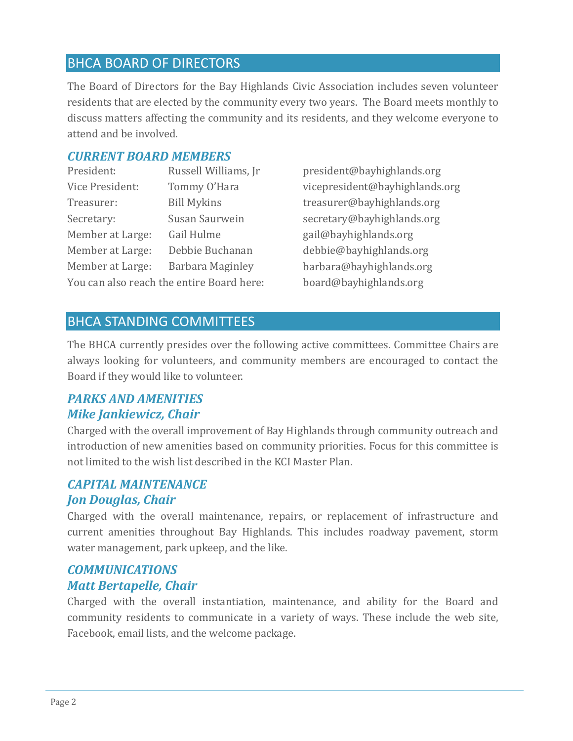## BHCA BOARD OF DIRECTORS

The Board of Directors for the Bay Highlands Civic Association includes seven volunteer residents that are elected by the community every two years. The Board meets monthly to discuss matters affecting the community and its residents, and they welcome everyone to attend and be involved.

### *CURRENT BOARD MEMBERS*

| | | |
|---|---|---|
| President: | Russell Williams, Jr | president@bayhighlands.org |
| Vice President: | Tommy O'Hara | vicepresident@bayhighlands.org |
| Treasurer: | Bill Mykins | treasurer@bayhighlands.org |
| Secretary: | Susan Saurwein | secretary@bayhighlands.org |
| Member at Large: | Gail Hulme | gail@bayhighlands.org |
| Member at Large: | Debbie Buchanan | debbie@bayhighlands.org |
| Member at Large: | Barbara Maginley | barbara@bayhighlands.org |
| You can also reach the entire Board here: | | board@bayhighlands.org |

## BHCA STANDING COMMITTEES

The BHCA currently presides over the following active committees. Committee Chairs are always looking for volunteers, and community members are encouraged to contact the Board if they would like to volunteer.

### *PARKS AND AMENITIES*
### *Mike Jankiewicz, Chair*

Charged with the overall improvement of Bay Highlands through community outreach and introduction of new amenities based on community priorities. Focus for this committee is not limited to the wish list described in the KCI Master Plan.

### *CAPITAL MAINTENANCE*
### *Jon Douglas, Chair*

Charged with the overall maintenance, repairs, or replacement of infrastructure and current amenities throughout Bay Highlands. This includes roadway pavement, storm water management, park upkeep, and the like.

### *COMMUNICATIONS*
### *Matt Bertapelle, Chair*

Charged with the overall instantiation, maintenance, and ability for the Board and community residents to communicate in a variety of ways. These include the web site, Facebook, email lists, and the welcome package.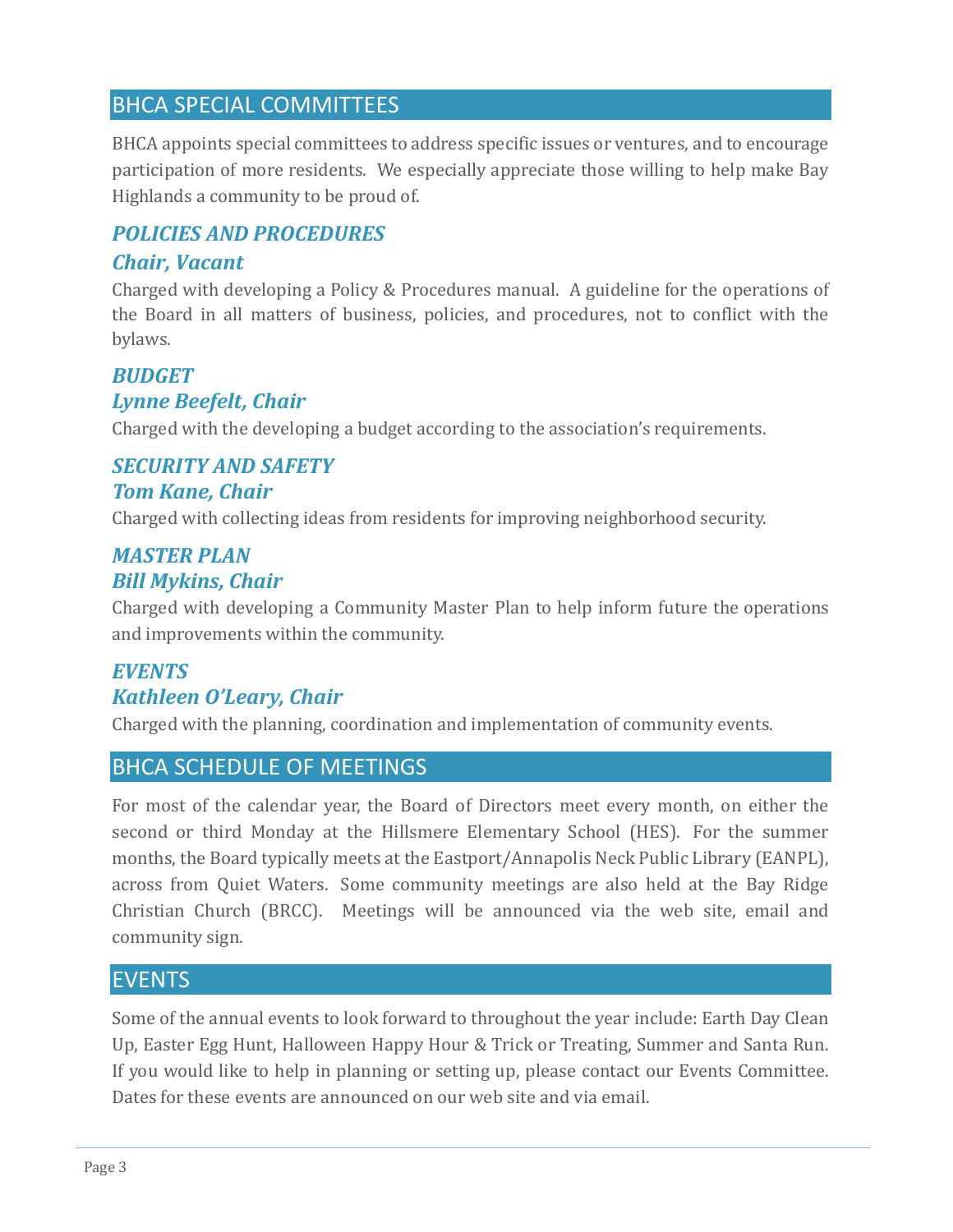## BHCA SPECIAL COMMITTEES

BHCA appoints special committees to address specific issues or ventures, and to encourage participation of more residents. We especially appreciate those willing to help make Bay Highlands a community to be proud of.

### *POLICIES AND PROCEDURES*
### *Chair, Vacant*

Charged with developing a Policy & Procedures manual. A guideline for the operations of the Board in all matters of business, policies, and procedures, not to conflict with the bylaws.

### *BUDGET*
### *Lynne Beefelt, Chair*

Charged with the developing a budget according to the association's requirements.

### *SECURITY AND SAFETY*
### *Tom Kane, Chair*

Charged with collecting ideas from residents for improving neighborhood security.

### *MASTER PLAN*
### *Bill Mykins, Chair*

Charged with developing a Community Master Plan to help inform future the operations and improvements within the community.

### *EVENTS*
### *Kathleen O'Leary, Chair*

Charged with the planning, coordination and implementation of community events.

## BHCA SCHEDULE OF MEETINGS

For most of the calendar year, the Board of Directors meet every month, on either the second or third Monday at the Hillsmere Elementary School (HES). For the summer months, the Board typically meets at the Eastport/Annapolis Neck Public Library (EANPL), across from Quiet Waters. Some community meetings are also held at the Bay Ridge Christian Church (BRCC). Meetings will be announced via the web site, email and community sign.

## EVENTS

Some of the annual events to look forward to throughout the year include: Earth Day Clean Up, Easter Egg Hunt, Halloween Happy Hour & Trick or Treating, Summer and Santa Run. If you would like to help in planning or setting up, please contact our Events Committee. Dates for these events are announced on our web site and via email.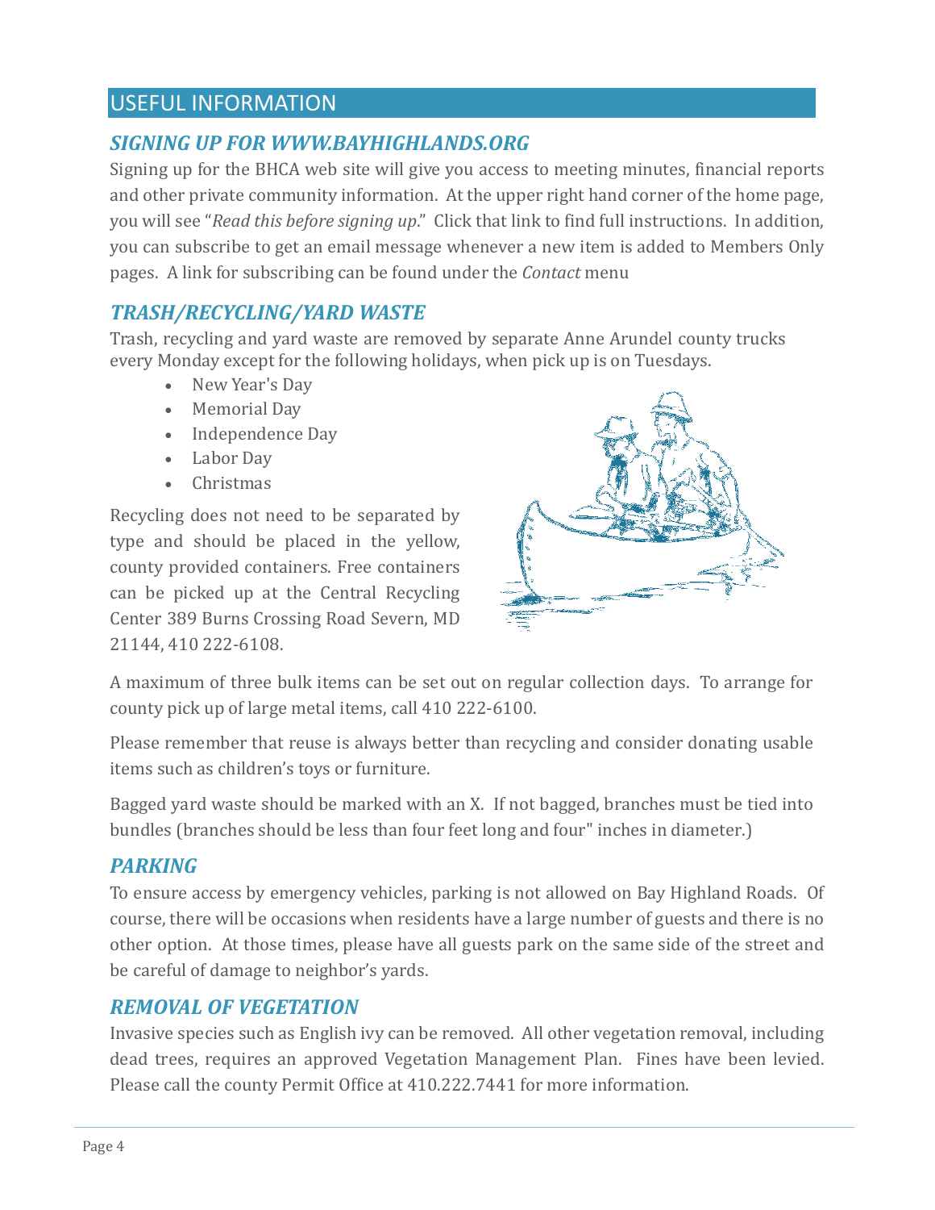## USEFUL INFORMATION

### *SIGNING UP FOR WWW.BAYHIGHLANDS.ORG*

Signing up for the BHCA web site will give you access to meeting minutes, financial reports and other private community information. At the upper right hand corner of the home page, you will see "*Read this before signing up*." Click that link to find full instructions. In addition, you can subscribe to get an email message whenever a new item is added to Members Only pages. A link for subscribing can be found under the *Contact* menu

### *TRASH/RECYCLING/YARD WASTE*

Trash, recycling and yard waste are removed by separate Anne Arundel county trucks every Monday except for the following holidays, when pick up is on Tuesdays.

- New Year's Day
- Memorial Day
- Independence Day
- Labor Day
- Christmas

Recycling does not need to be separated by type and should be placed in the yellow, county provided containers. Free containers can be picked up at the Central Recycling Center 389 Burns Crossing Road Severn, MD 21144, 410 222-6108.

A maximum of three bulk items can be set out on regular collection days. To arrange for county pick up of large metal items, call 410 222-6100.

Please remember that reuse is always better than recycling and consider donating usable items such as children's toys or furniture.

Bagged yard waste should be marked with an X. If not bagged, branches must be tied into bundles (branches should be less than four feet long and four" inches in diameter.)

### *PARKING*

To ensure access by emergency vehicles, parking is not allowed on Bay Highland Roads. Of course, there will be occasions when residents have a large number of guests and there is no other option. At those times, please have all guests park on the same side of the street and be careful of damage to neighbor's yards.

### *REMOVAL OF VEGETATION*

Invasive species such as English ivy can be removed. All other vegetation removal, including dead trees, requires an approved Vegetation Management Plan. Fines have been levied. Please call the county Permit Office at 410.222.7441 for more information.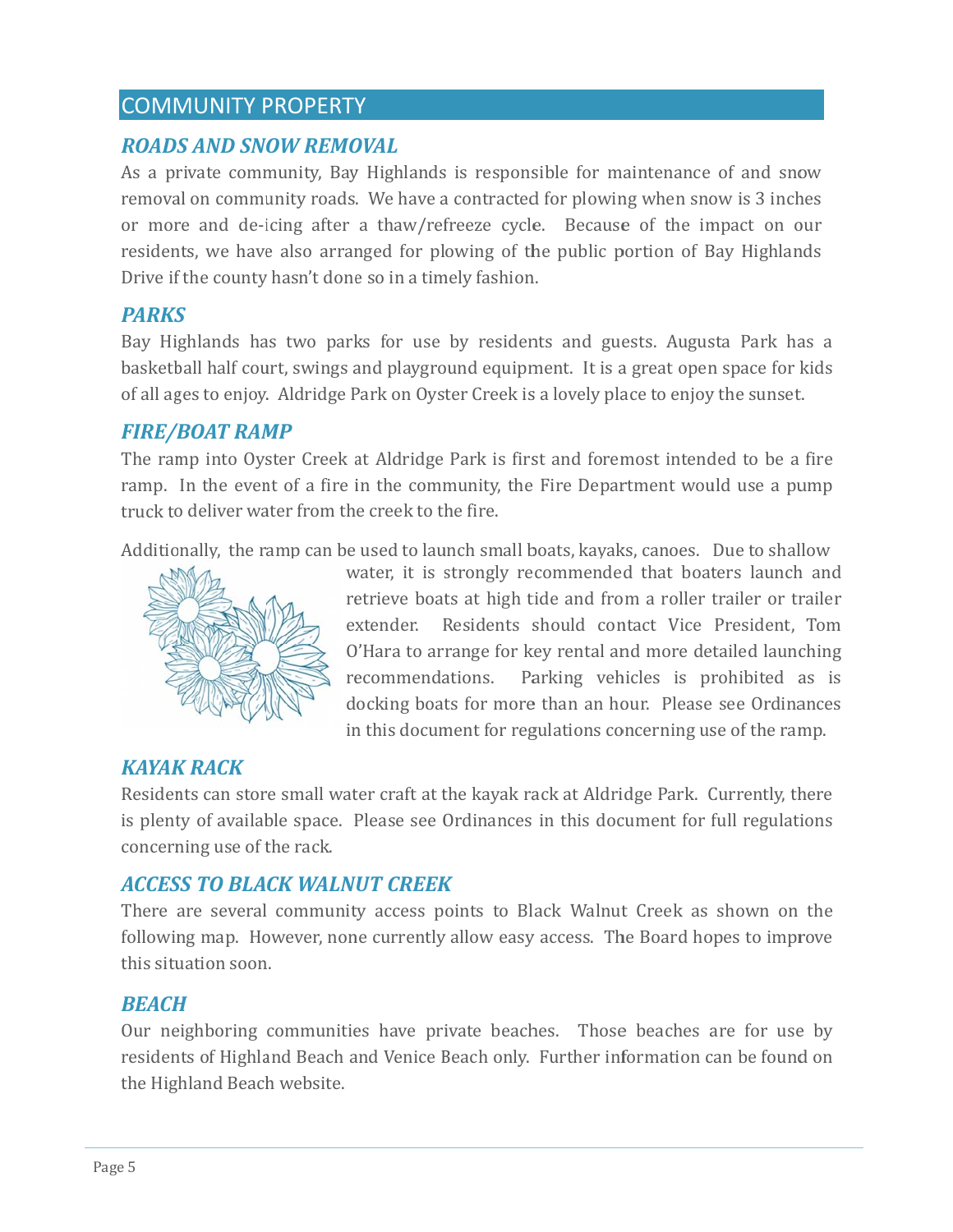## COMMUNITY PROPERTY

### *ROADS AND SNOW REMOVAL*

As a private community, Bay Highlands is responsible for maintenance of and snow removal on community roads. We have a contracted for plowing when snow is 3 inches or more and de-icing after a thaw/refreeze cycle. Because of the impact on our residents, we have also arranged for plowing of the public portion of Bay Highlands Drive if the county hasn't done so in a timely fashion.

### *PARKS*

Bay Highlands has two parks for use by residents and guests. Augusta Park has a basketball half court, swings and playground equipment. It is a great open space for kids of all ages to enjoy. Aldridge Park on Oyster Creek is a lovely place to enjoy the sunset.

### *FIRE/BOAT RAMP*

The ramp into Oyster Creek at Aldridge Park is first and foremost intended to be a fire ramp. In the event of a fire in the community, the Fire Department would use a pump truck to deliver water from the creek to the fire.

Additionally, the ramp can be used to launch small boats, kayaks, canoes. Due to shallow water, it is strongly recommended that boaters launch and retrieve boats at high tide and from a roller trailer or trailer extender. Residents should contact Vice President, Tom O'Hara to arrange for key rental and more detailed launching recommendations. Parking vehicles is prohibited as is docking boats for more than an hour. Please see Ordinances in this document for regulations concerning use of the ramp.

### *KAYAK RACK*

Residents can store small water craft at the kayak rack at Aldridge Park. Currently, there is plenty of available space. Please see Ordinances in this document for full regulations concerning use of the rack.

### *ACCESS TO BLACK WALNUT CREEK*

There are several community access points to Black Walnut Creek as shown on the following map. However, none currently allow easy access. The Board hopes to improve this situation soon.

### *BEACH*

Our neighboring communities have private beaches. Those beaches are for use by residents of Highland Beach and Venice Beach only. Further information can be found on the Highland Beach website.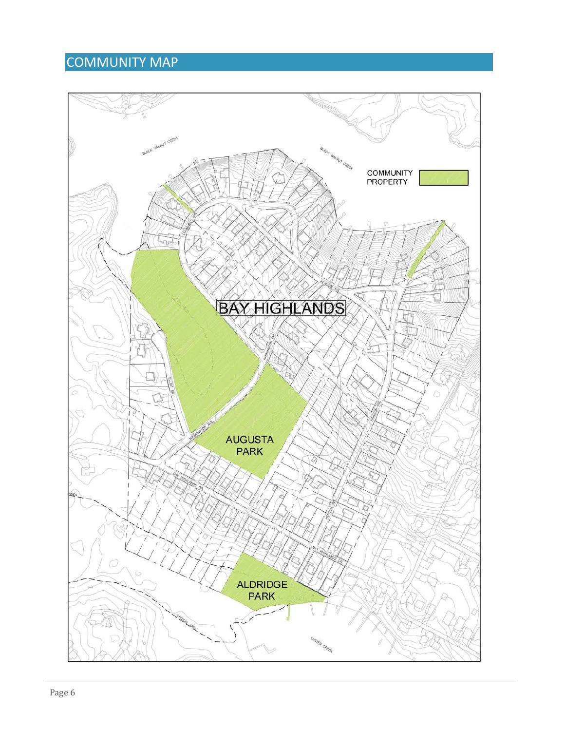# COMMUNITY MAP

COMMUNITY PROPERTY

BAY HIGHLANDS

AUGUSTA PARK

ALDRIDGE PARK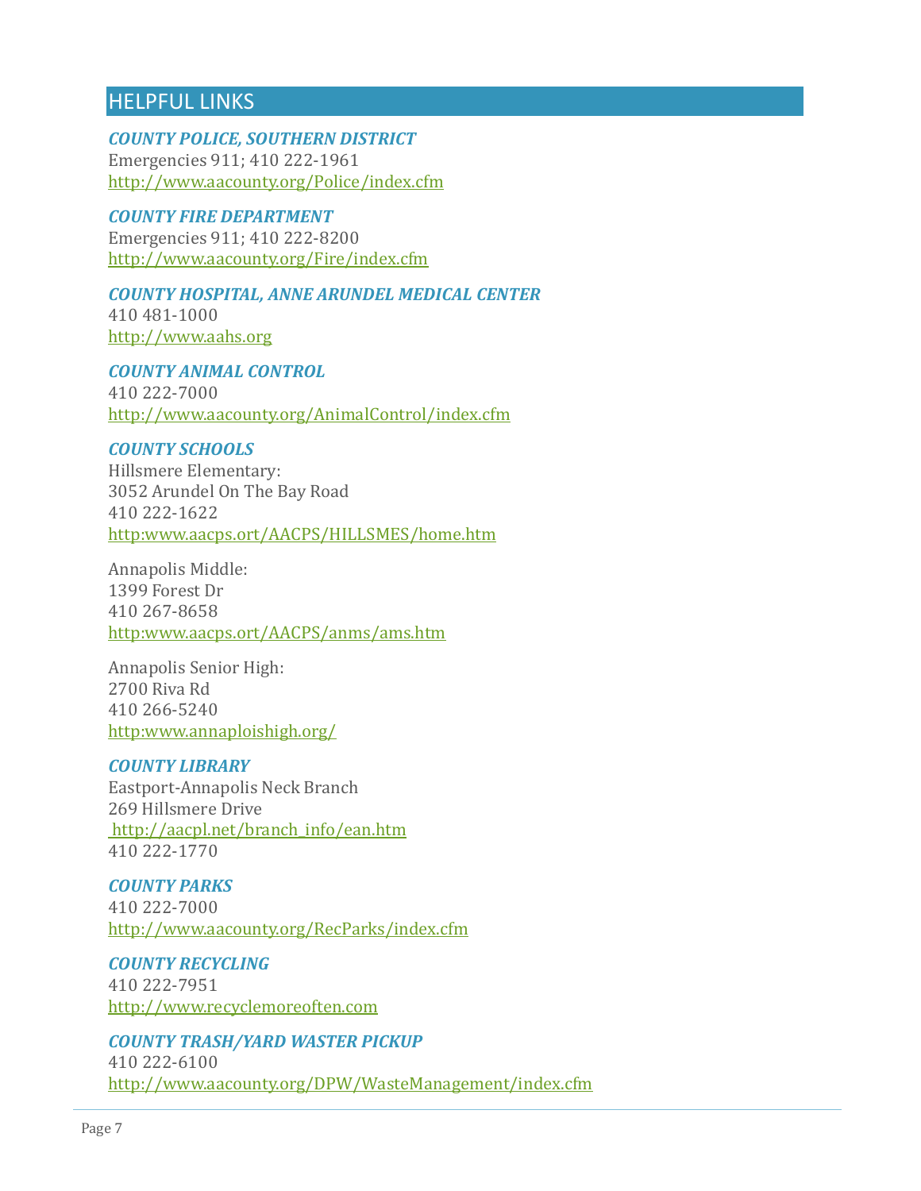## HELPFUL LINKS

***COUNTY POLICE, SOUTHERN DISTRICT***
Emergencies 911; 410 222-1961
http://www.aacounty.org/Police/index.cfm

***COUNTY FIRE DEPARTMENT***
Emergencies 911; 410 222-8200
http://www.aacounty.org/Fire/index.cfm

***COUNTY HOSPITAL, ANNE ARUNDEL MEDICAL CENTER***
410 481-1000
http://www.aahs.org

***COUNTY ANIMAL CONTROL***
410 222-7000
http://www.aacounty.org/AnimalControl/index.cfm

***COUNTY SCHOOLS***
Hillsmere Elementary:
3052 Arundel On The Bay Road
410 222-1622
http:www.aacps.ort/AACPS/HILLSMES/home.htm

Annapolis Middle:
1399 Forest Dr
410 267-8658
http:www.aacps.ort/AACPS/anms/ams.htm

Annapolis Senior High:
2700 Riva Rd
410 266-5240
http:www.annaploishigh.org/

***COUNTY LIBRARY***
Eastport-Annapolis Neck Branch
269 Hillsmere Drive
http://aacpl.net/branch_info/ean.htm
410 222-1770

***COUNTY PARKS***
410 222-7000
http://www.aacounty.org/RecParks/index.cfm

***COUNTY RECYCLING***
410 222-7951
http://www.recyclemoreoften.com

***COUNTY TRASH/YARD WASTER PICKUP***
410 222-6100
http://www.aacounty.org/DPW/WasteManagement/index.cfm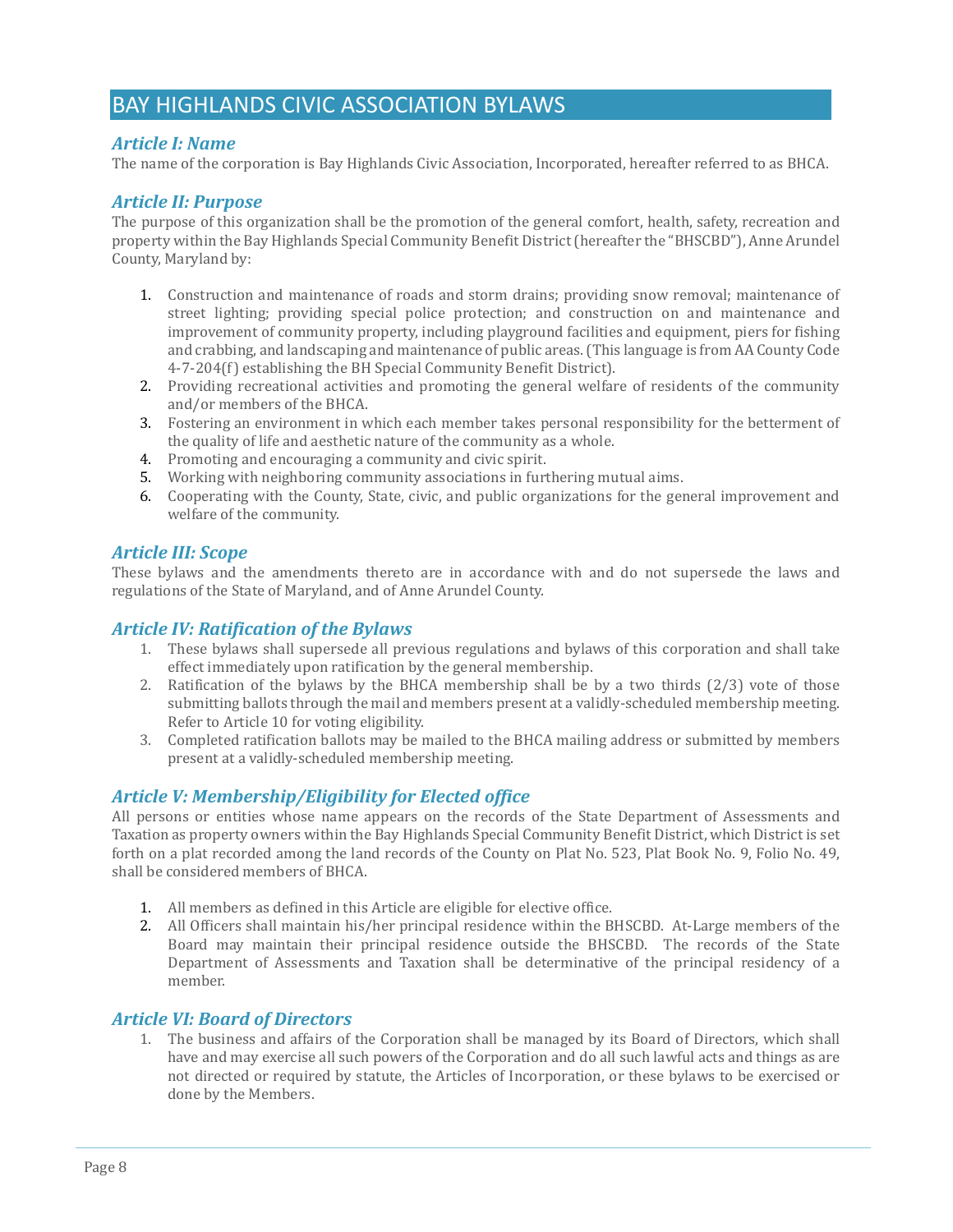# BAY HIGHLANDS CIVIC ASSOCIATION BYLAWS

## *Article I: Name*

The name of the corporation is Bay Highlands Civic Association, Incorporated, hereafter referred to as BHCA.

## *Article II: Purpose*

The purpose of this organization shall be the promotion of the general comfort, health, safety, recreation and property within the Bay Highlands Special Community Benefit District (hereafter the "BHSCBD"), Anne Arundel County, Maryland by:

1. Construction and maintenance of roads and storm drains; providing snow removal; maintenance of street lighting; providing special police protection; and construction on and maintenance and improvement of community property, including playground facilities and equipment, piers for fishing and crabbing, and landscaping and maintenance of public areas. (This language is from AA County Code 4-7-204(f) establishing the BH Special Community Benefit District).
2. Providing recreational activities and promoting the general welfare of residents of the community and/or members of the BHCA.
3. Fostering an environment in which each member takes personal responsibility for the betterment of the quality of life and aesthetic nature of the community as a whole.
4. Promoting and encouraging a community and civic spirit.
5. Working with neighboring community associations in furthering mutual aims.
6. Cooperating with the County, State, civic, and public organizations for the general improvement and welfare of the community.

## *Article III: Scope*

These bylaws and the amendments thereto are in accordance with and do not supersede the laws and regulations of the State of Maryland, and of Anne Arundel County.

## *Article IV: Ratification of the Bylaws*

1. These bylaws shall supersede all previous regulations and bylaws of this corporation and shall take effect immediately upon ratification by the general membership.
2. Ratification of the bylaws by the BHCA membership shall be by a two thirds (2/3) vote of those submitting ballots through the mail and members present at a validly-scheduled membership meeting. Refer to Article 10 for voting eligibility.
3. Completed ratification ballots may be mailed to the BHCA mailing address or submitted by members present at a validly-scheduled membership meeting.

## *Article V: Membership/Eligibility for Elected office*

All persons or entities whose name appears on the records of the State Department of Assessments and Taxation as property owners within the Bay Highlands Special Community Benefit District, which District is set forth on a plat recorded among the land records of the County on Plat No. 523, Plat Book No. 9, Folio No. 49, shall be considered members of BHCA.

1. All members as defined in this Article are eligible for elective office.
2. All Officers shall maintain his/her principal residence within the BHSCBD. At-Large members of the Board may maintain their principal residence outside the BHSCBD. The records of the State Department of Assessments and Taxation shall be determinative of the principal residency of a member.

## *Article VI: Board of Directors*

1. The business and affairs of the Corporation shall be managed by its Board of Directors, which shall have and may exercise all such powers of the Corporation and do all such lawful acts and things as are not directed or required by statute, the Articles of Incorporation, or these bylaws to be exercised or done by the Members.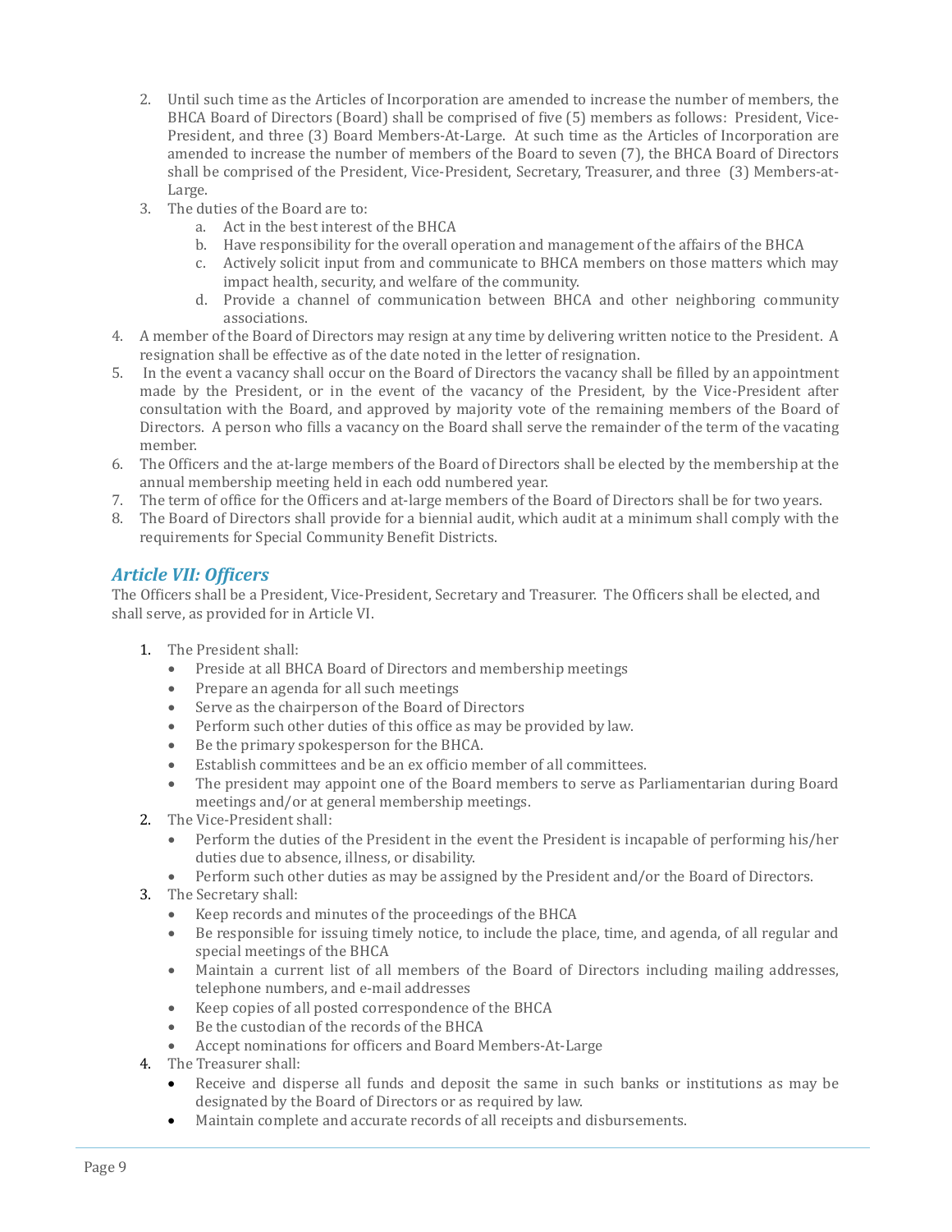2. Until such time as the Articles of Incorporation are amended to increase the number of members, the BHCA Board of Directors (Board) shall be comprised of five (5) members as follows: President, Vice-President, and three (3) Board Members-At-Large. At such time as the Articles of Incorporation are amended to increase the number of members of the Board to seven (7), the BHCA Board of Directors shall be comprised of the President, Vice-President, Secretary, Treasurer, and three (3) Members-at-Large.
3. The duties of the Board are to:
   a. Act in the best interest of the BHCA
   b. Have responsibility for the overall operation and management of the affairs of the BHCA
   c. Actively solicit input from and communicate to BHCA members on those matters which may impact health, security, and welfare of the community.
   d. Provide a channel of communication between BHCA and other neighboring community associations.
4. A member of the Board of Directors may resign at any time by delivering written notice to the President. A resignation shall be effective as of the date noted in the letter of resignation.
5. In the event a vacancy shall occur on the Board of Directors the vacancy shall be filled by an appointment made by the President, or in the event of the vacancy of the President, by the Vice-President after consultation with the Board, and approved by majority vote of the remaining members of the Board of Directors. A person who fills a vacancy on the Board shall serve the remainder of the term of the vacating member.
6. The Officers and the at-large members of the Board of Directors shall be elected by the membership at the annual membership meeting held in each odd numbered year.
7. The term of office for the Officers and at-large members of the Board of Directors shall be for two years.
8. The Board of Directors shall provide for a biennial audit, which audit at a minimum shall comply with the requirements for Special Community Benefit Districts.

## *Article VII: Officers*

The Officers shall be a President, Vice-President, Secretary and Treasurer. The Officers shall be elected, and shall serve, as provided for in Article VI.

1. The President shall:
   - Preside at all BHCA Board of Directors and membership meetings
   - Prepare an agenda for all such meetings
   - Serve as the chairperson of the Board of Directors
   - Perform such other duties of this office as may be provided by law.
   - Be the primary spokesperson for the BHCA.
   - Establish committees and be an ex officio member of all committees.
   - The president may appoint one of the Board members to serve as Parliamentarian during Board meetings and/or at general membership meetings.
2. The Vice-President shall:
   - Perform the duties of the President in the event the President is incapable of performing his/her duties due to absence, illness, or disability.
   - Perform such other duties as may be assigned by the President and/or the Board of Directors.
3. The Secretary shall:
   - Keep records and minutes of the proceedings of the BHCA
   - Be responsible for issuing timely notice, to include the place, time, and agenda, of all regular and special meetings of the BHCA
   - Maintain a current list of all members of the Board of Directors including mailing addresses, telephone numbers, and e-mail addresses
   - Keep copies of all posted correspondence of the BHCA
   - Be the custodian of the records of the BHCA
   - Accept nominations for officers and Board Members-At-Large
4. The Treasurer shall:
   - Receive and disperse all funds and deposit the same in such banks or institutions as may be designated by the Board of Directors or as required by law.
   - Maintain complete and accurate records of all receipts and disbursements.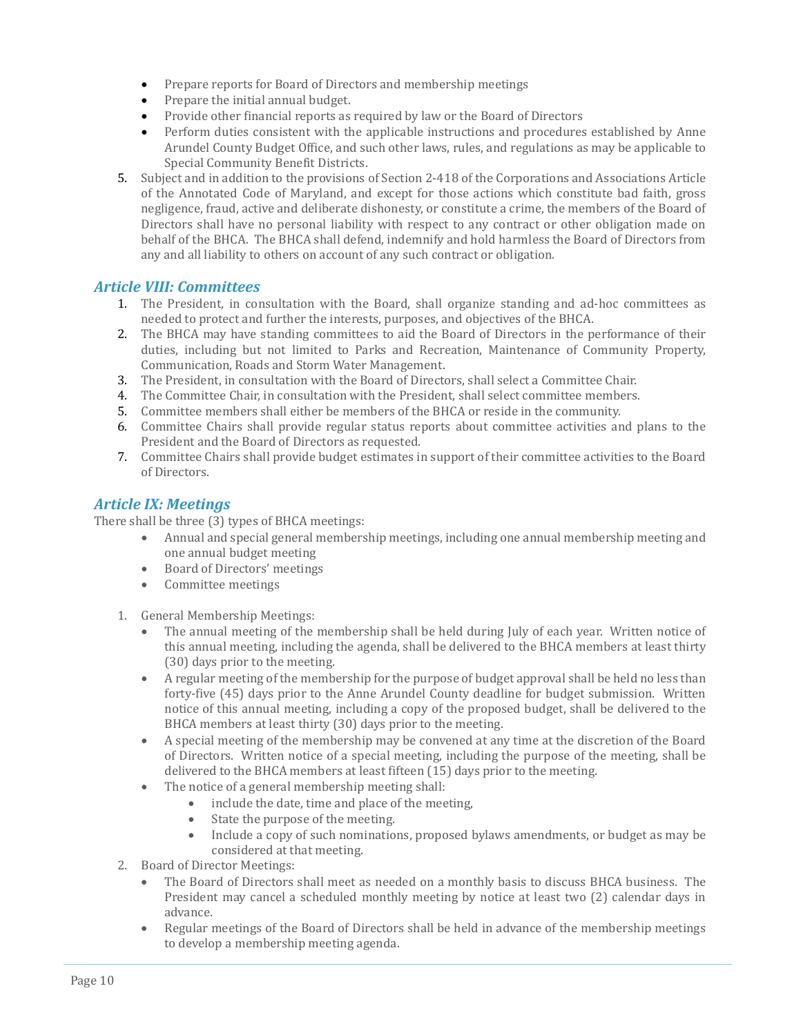- Prepare reports for Board of Directors and membership meetings
- Prepare the initial annual budget.
- Provide other financial reports as required by law or the Board of Directors
- Perform duties consistent with the applicable instructions and procedures established by Anne Arundel County Budget Office, and such other laws, rules, and regulations as may be applicable to Special Community Benefit Districts.

5. Subject and in addition to the provisions of Section 2-418 of the Corporations and Associations Article of the Annotated Code of Maryland, and except for those actions which constitute bad faith, gross negligence, fraud, active and deliberate dishonesty, or constitute a crime, the members of the Board of Directors shall have no personal liability with respect to any contract or other obligation made on behalf of the BHCA. The BHCA shall defend, indemnify and hold harmless the Board of Directors from any and all liability to others on account of any such contract or obligation.

## *Article VIII: Committees*

1. The President, in consultation with the Board, shall organize standing and ad-hoc committees as needed to protect and further the interests, purposes, and objectives of the BHCA.
2. The BHCA may have standing committees to aid the Board of Directors in the performance of their duties, including but not limited to Parks and Recreation, Maintenance of Community Property, Communication, Roads and Storm Water Management.
3. The President, in consultation with the Board of Directors, shall select a Committee Chair.
4. The Committee Chair, in consultation with the President, shall select committee members.
5. Committee members shall either be members of the BHCA or reside in the community.
6. Committee Chairs shall provide regular status reports about committee activities and plans to the President and the Board of Directors as requested.
7. Committee Chairs shall provide budget estimates in support of their committee activities to the Board of Directors.

## *Article IX: Meetings*

There shall be three (3) types of BHCA meetings:

- Annual and special general membership meetings, including one annual membership meeting and one annual budget meeting
- Board of Directors' meetings
- Committee meetings

1. General Membership Meetings:
   - The annual meeting of the membership shall be held during July of each year. Written notice of this annual meeting, including the agenda, shall be delivered to the BHCA members at least thirty (30) days prior to the meeting.
   - A regular meeting of the membership for the purpose of budget approval shall be held no less than forty-five (45) days prior to the Anne Arundel County deadline for budget submission. Written notice of this annual meeting, including a copy of the proposed budget, shall be delivered to the BHCA members at least thirty (30) days prior to the meeting.
   - A special meeting of the membership may be convened at any time at the discretion of the Board of Directors. Written notice of a special meeting, including the purpose of the meeting, shall be delivered to the BHCA members at least fifteen (15) days prior to the meeting.
   - The notice of a general membership meeting shall:
     - include the date, time and place of the meeting,
     - State the purpose of the meeting.
     - Include a copy of such nominations, proposed bylaws amendments, or budget as may be considered at that meeting.
2. Board of Director Meetings:
   - The Board of Directors shall meet as needed on a monthly basis to discuss BHCA business. The President may cancel a scheduled monthly meeting by notice at least two (2) calendar days in advance.
   - Regular meetings of the Board of Directors shall be held in advance of the membership meetings to develop a membership meeting agenda.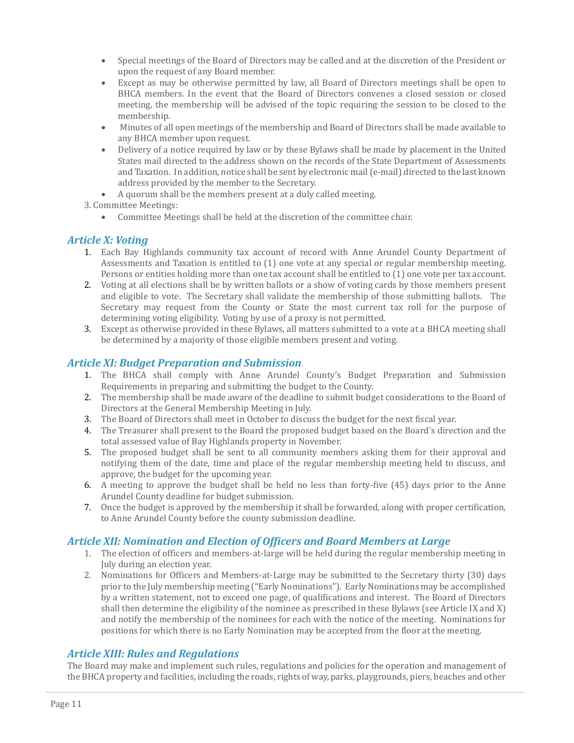- Special meetings of the Board of Directors may be called and at the discretion of the President or upon the request of any Board member.
- Except as may be otherwise permitted by law, all Board of Directors meetings shall be open to BHCA members. In the event that the Board of Directors convenes a closed session or closed meeting, the membership will be advised of the topic requiring the session to be closed to the membership.
- Minutes of all open meetings of the membership and Board of Directors shall be made available to any BHCA member upon request.
- Delivery of a notice required by law or by these Bylaws shall be made by placement in the United States mail directed to the address shown on the records of the State Department of Assessments and Taxation. In addition, notice shall be sent by electronic mail (e-mail) directed to the last known address provided by the member to the Secretary.
- A quorum shall be the members present at a duly called meeting.

3. Committee Meetings:
   - Committee Meetings shall be held at the discretion of the committee chair.

## *Article X: Voting*

1. Each Bay Highlands community tax account of record with Anne Arundel County Department of Assessments and Taxation is entitled to (1) one vote at any special or regular membership meeting. Persons or entities holding more than one tax account shall be entitled to (1) one vote per tax account.
2. Voting at all elections shall be by written ballots or a show of voting cards by those members present and eligible to vote. The Secretary shall validate the membership of those submitting ballots. The Secretary may request from the County or State the most current tax roll for the purpose of determining voting eligibility. Voting by use of a proxy is not permitted.
3. Except as otherwise provided in these Bylaws, all matters submitted to a vote at a BHCA meeting shall be determined by a majority of those eligible members present and voting.

## *Article XI: Budget Preparation and Submission*

1. The BHCA shall comply with Anne Arundel County's Budget Preparation and Submission Requirements in preparing and submitting the budget to the County.
2. The membership shall be made aware of the deadline to submit budget considerations to the Board of Directors at the General Membership Meeting in July.
3. The Board of Directors shall meet in October to discuss the budget for the next fiscal year.
4. The Treasurer shall present to the Board the proposed budget based on the Board's direction and the total assessed value of Bay Highlands property in November.
5. The proposed budget shall be sent to all community members asking them for their approval and notifying them of the date, time and place of the regular membership meeting held to discuss, and approve, the budget for the upcoming year.
6. A meeting to approve the budget shall be held no less than forty-five (45) days prior to the Anne Arundel County deadline for budget submission.
7. Once the budget is approved by the membership it shall be forwarded, along with proper certification, to Anne Arundel County before the county submission deadline.

## *Article XII: Nomination and Election of Officers and Board Members at Large*

1. The election of officers and members-at-large will be held during the regular membership meeting in July during an election year.
2. Nominations for Officers and Members-at-Large may be submitted to the Secretary thirty (30) days prior to the July membership meeting ("Early Nominations"). Early Nominations may be accomplished by a written statement, not to exceed one page, of qualifications and interest. The Board of Directors shall then determine the eligibility of the nominee as prescribed in these Bylaws (see Article IX and X) and notify the membership of the nominees for each with the notice of the meeting. Nominations for positions for which there is no Early Nomination may be accepted from the floor at the meeting.

## *Article XIII: Rules and Regulations*

The Board may make and implement such rules, regulations and policies for the operation and management of the BHCA property and facilities, including the roads, rights of way, parks, playgrounds, piers, beaches and other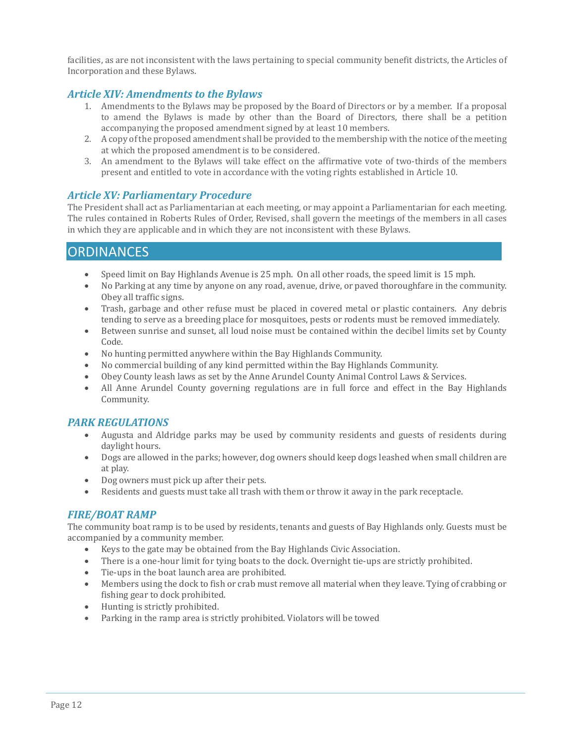facilities, as are not inconsistent with the laws pertaining to special community benefit districts, the Articles of Incorporation and these Bylaws.

### *Article XIV: Amendments to the Bylaws*

1. Amendments to the Bylaws may be proposed by the Board of Directors or by a member. If a proposal to amend the Bylaws is made by other than the Board of Directors, there shall be a petition accompanying the proposed amendment signed by at least 10 members.
2. A copy of the proposed amendment shall be provided to the membership with the notice of the meeting at which the proposed amendment is to be considered.
3. An amendment to the Bylaws will take effect on the affirmative vote of two-thirds of the members present and entitled to vote in accordance with the voting rights established in Article 10.

### *Article XV: Parliamentary Procedure*

The President shall act as Parliamentarian at each meeting, or may appoint a Parliamentarian for each meeting. The rules contained in Roberts Rules of Order, Revised, shall govern the meetings of the members in all cases in which they are applicable and in which they are not inconsistent with these Bylaws.

## ORDINANCES

- Speed limit on Bay Highlands Avenue is 25 mph. On all other roads, the speed limit is 15 mph.
- No Parking at any time by anyone on any road, avenue, drive, or paved thoroughfare in the community. Obey all traffic signs.
- Trash, garbage and other refuse must be placed in covered metal or plastic containers. Any debris tending to serve as a breeding place for mosquitoes, pests or rodents must be removed immediately.
- Between sunrise and sunset, all loud noise must be contained within the decibel limits set by County Code.
- No hunting permitted anywhere within the Bay Highlands Community.
- No commercial building of any kind permitted within the Bay Highlands Community.
- Obey County leash laws as set by the Anne Arundel County Animal Control Laws & Services.
- All Anne Arundel County governing regulations are in full force and effect in the Bay Highlands Community.

### *PARK REGULATIONS*

- Augusta and Aldridge parks may be used by community residents and guests of residents during daylight hours.
- Dogs are allowed in the parks; however, dog owners should keep dogs leashed when small children are at play.
- Dog owners must pick up after their pets.
- Residents and guests must take all trash with them or throw it away in the park receptacle.

### *FIRE/BOAT RAMP*

The community boat ramp is to be used by residents, tenants and guests of Bay Highlands only. Guests must be accompanied by a community member.

- Keys to the gate may be obtained from the Bay Highlands Civic Association.
- There is a one-hour limit for tying boats to the dock. Overnight tie-ups are strictly prohibited.
- Tie-ups in the boat launch area are prohibited.
- Members using the dock to fish or crab must remove all material when they leave. Tying of crabbing or fishing gear to dock prohibited.
- Hunting is strictly prohibited.
- Parking in the ramp area is strictly prohibited. Violators will be towed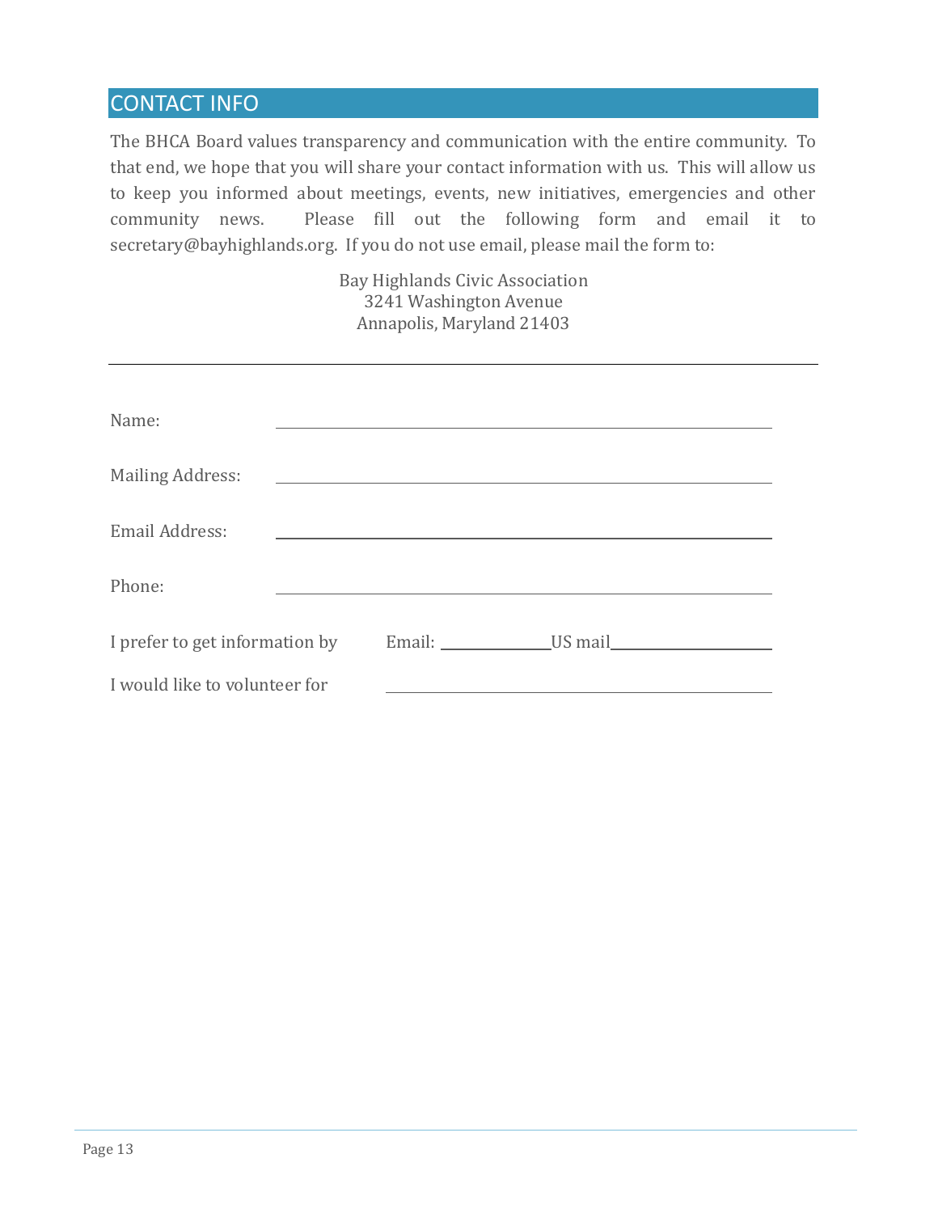## CONTACT INFO

The BHCA Board values transparency and communication with the entire community. To that end, we hope that you will share your contact information with us. This will allow us to keep you informed about meetings, events, new initiatives, emergencies and other community news. Please fill out the following form and email it to secretary@bayhighlands.org. If you do not use email, please mail the form to:

Bay Highlands Civic Association
3241 Washington Avenue
Annapolis, Maryland 21403

---

Name: ______________________________

Mailing Address: ______________________________

Email Address: ______________________________

Phone: ______________________________

I prefer to get information by Email: ____________ US mail ____________

I would like to volunteer for ______________________________